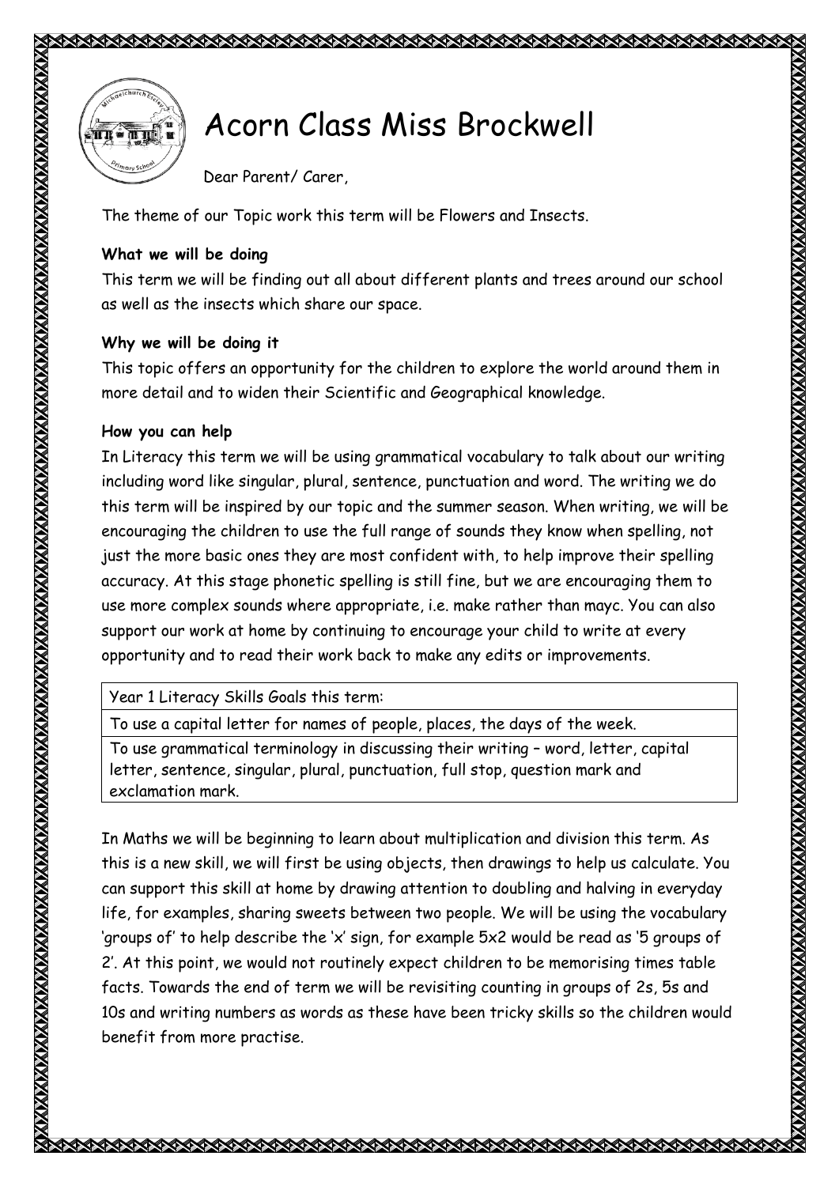# Acorn Class Miss Brockwell

Dear Parent/ Carer,

The theme of our Topic work this term will be Flowers and Insects.

**What we will be doing**

This term we will be finding out all about different plants and trees around our school as well as the insects which share our space.

**Why we will be doing it**

This topic offers an opportunity for the children to explore the world around them in more detail and to widen their Scientific and Geographical knowledge.

**How you can help**

In Literacy this term we will be using grammatical vocabulary to talk about our writing including word like singular, plural, sentence, punctuation and word. The writing we do this term will be inspired by our topic and the summer season. When writing, we will be encouraging the children to use the full range of sounds they know when spelling, not just the more basic ones they are most confident with, to help improve their spelling accuracy. At this stage phonetic spelling is still fine, but we are encouraging them to use more complex sounds where appropriate, i.e. make rather than mayc. You can also support our work at home by continuing to encourage your child to write at every opportunity and to read their work back to make any edits or improvements.

| Year 1 Literacy Skills Goals this term: |
| --- |
| To use a capital letter for names of people, places, the days of the week. |
| To use grammatical terminology in discussing their writing – word, letter, capital letter, sentence, singular, plural, punctuation, full stop, question mark and exclamation mark. |

In Maths we will be beginning to learn about multiplication and division this term. As this is a new skill, we will first be using objects, then drawings to help us calculate. You can support this skill at home by drawing attention to doubling and halving in everyday life, for examples, sharing sweets between two people. We will be using the vocabulary 'groups of' to help describe the 'x' sign, for example 5x2 would be read as '5 groups of 2'. At this point, we would not routinely expect children to be memorising times table facts. Towards the end of term we will be revisiting counting in groups of 2s, 5s and 10s and writing numbers as words as these have been tricky skills so the children would benefit from more practise.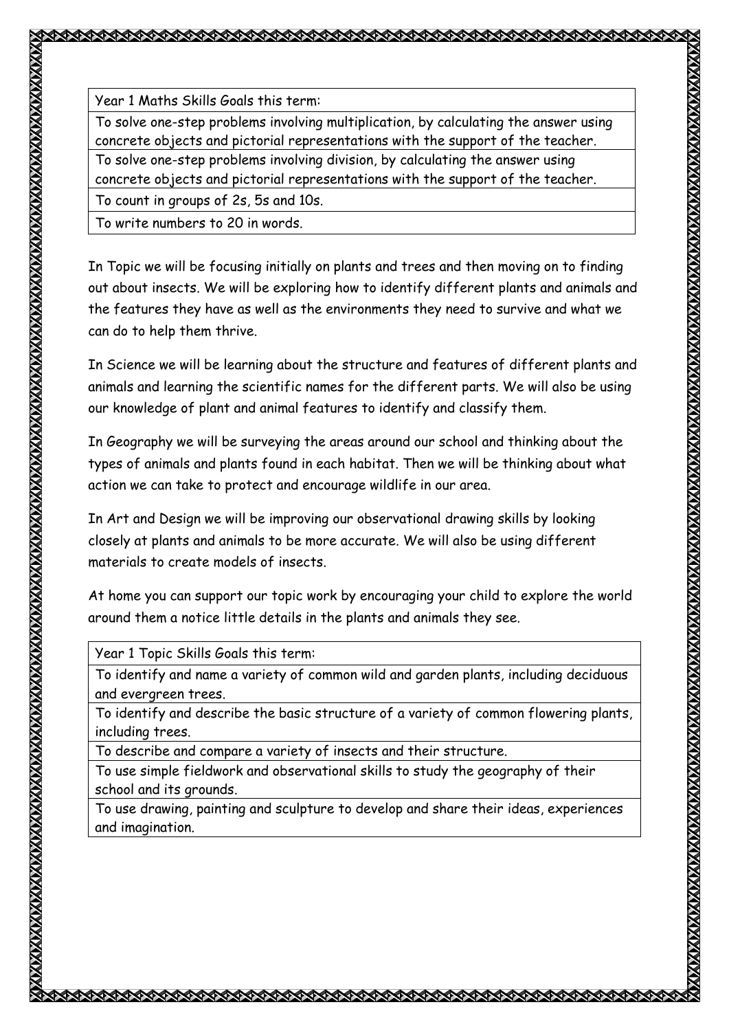| Year 1 Maths Skills Goals this term: |
| --- |
| To solve one-step problems involving multiplication, by calculating the answer using concrete objects and pictorial representations with the support of the teacher. |
| To solve one-step problems involving division, by calculating the answer using concrete objects and pictorial representations with the support of the teacher. |
| To count in groups of 2s, 5s and 10s. |
| To write numbers to 20 in words. |

In Topic we will be focusing initially on plants and trees and then moving on to finding out about insects. We will be exploring how to identify different plants and animals and the features they have as well as the environments they need to survive and what we can do to help them thrive.

In Science we will be learning about the structure and features of different plants and animals and learning the scientific names for the different parts. We will also be using our knowledge of plant and animal features to identify and classify them.

In Geography we will be surveying the areas around our school and thinking about the types of animals and plants found in each habitat. Then we will be thinking about what action we can take to protect and encourage wildlife in our area.

In Art and Design we will be improving our observational drawing skills by looking closely at plants and animals to be more accurate. We will also be using different materials to create models of insects.

At home you can support our topic work by encouraging your child to explore the world around them a notice little details in the plants and animals they see.

| Year 1 Topic Skills Goals this term: |
| --- |
| To identify and name a variety of common wild and garden plants, including deciduous and evergreen trees. |
| To identify and describe the basic structure of a variety of common flowering plants, including trees. |
| To describe and compare a variety of insects and their structure. |
| To use simple fieldwork and observational skills to study the geography of their school and its grounds. |
| To use drawing, painting and sculpture to develop and share their ideas, experiences and imagination. |